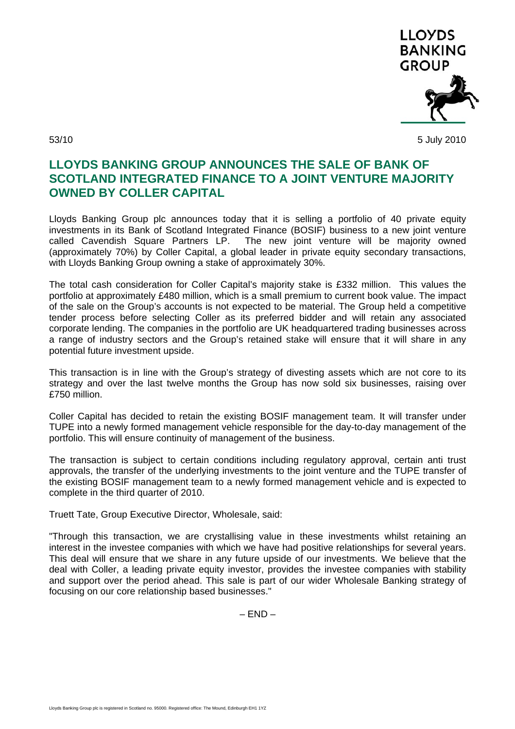LLOYDS BANKING GROUP

53/10

5 July 2010

# LLOYDS BANKING GROUP ANNOUNCES THE SALE OF BANK OF SCOTLAND INTEGRATED FINANCE TO A JOINT VENTURE MAJORITY OWNED BY COLLER CAPITAL

Lloyds Banking Group plc announces today that it is selling a portfolio of 40 private equity investments in its Bank of Scotland Integrated Finance (BOSIF) business to a new joint venture called Cavendish Square Partners LP. The new joint venture will be majority owned (approximately 70%) by Coller Capital, a global leader in private equity secondary transactions, with Lloyds Banking Group owning a stake of approximately 30%.

The total cash consideration for Coller Capital's majority stake is £332 million. This values the portfolio at approximately £480 million, which is a small premium to current book value. The impact of the sale on the Group's accounts is not expected to be material. The Group held a competitive tender process before selecting Coller as its preferred bidder and will retain any associated corporate lending. The companies in the portfolio are UK headquartered trading businesses across a range of industry sectors and the Group's retained stake will ensure that it will share in any potential future investment upside.

This transaction is in line with the Group's strategy of divesting assets which are not core to its strategy and over the last twelve months the Group has now sold six businesses, raising over £750 million.

Coller Capital has decided to retain the existing BOSIF management team. It will transfer under TUPE into a newly formed management vehicle responsible for the day-to-day management of the portfolio. This will ensure continuity of management of the business.

The transaction is subject to certain conditions including regulatory approval, certain anti trust approvals, the transfer of the underlying investments to the joint venture and the TUPE transfer of the existing BOSIF management team to a newly formed management vehicle and is expected to complete in the third quarter of 2010.

Truett Tate, Group Executive Director, Wholesale, said:

"Through this transaction, we are crystallising value in these investments whilst retaining an interest in the investee companies with which we have had positive relationships for several years. This deal will ensure that we share in any future upside of our investments. We believe that the deal with Coller, a leading private equity investor, provides the investee companies with stability and support over the period ahead. This sale is part of our wider Wholesale Banking strategy of focusing on our core relationship based businesses."

– END –

Lloyds Banking Group plc is registered in Scotland no. 95000. Registered office: The Mound, Edinburgh EH1 1YZ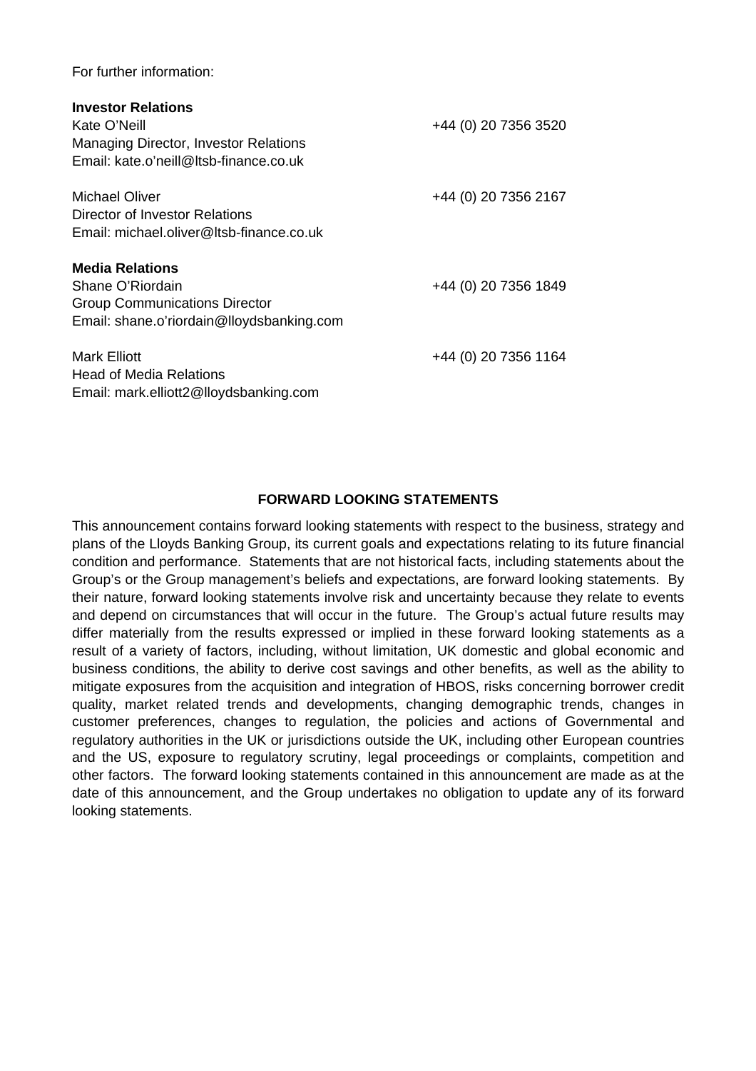For further information:

**Investor Relations**

Kate O'Neill +44 (0) 20 7356 3520
Managing Director, Investor Relations
Email: kate.o'neill@ltsb-finance.co.uk

Michael Oliver +44 (0) 20 7356 2167
Director of Investor Relations
Email: michael.oliver@ltsb-finance.co.uk

**Media Relations**

Shane O'Riordain +44 (0) 20 7356 1849
Group Communications Director
Email: shane.o'riordain@lloydsbanking.com

Mark Elliott +44 (0) 20 7356 1164
Head of Media Relations
Email: mark.elliott2@lloydsbanking.com

## FORWARD LOOKING STATEMENTS

This announcement contains forward looking statements with respect to the business, strategy and plans of the Lloyds Banking Group, its current goals and expectations relating to its future financial condition and performance. Statements that are not historical facts, including statements about the Group's or the Group management's beliefs and expectations, are forward looking statements. By their nature, forward looking statements involve risk and uncertainty because they relate to events and depend on circumstances that will occur in the future. The Group's actual future results may differ materially from the results expressed or implied in these forward looking statements as a result of a variety of factors, including, without limitation, UK domestic and global economic and business conditions, the ability to derive cost savings and other benefits, as well as the ability to mitigate exposures from the acquisition and integration of HBOS, risks concerning borrower credit quality, market related trends and developments, changing demographic trends, changes in customer preferences, changes to regulation, the policies and actions of Governmental and regulatory authorities in the UK or jurisdictions outside the UK, including other European countries and the US, exposure to regulatory scrutiny, legal proceedings or complaints, competition and other factors. The forward looking statements contained in this announcement are made as at the date of this announcement, and the Group undertakes no obligation to update any of its forward looking statements.